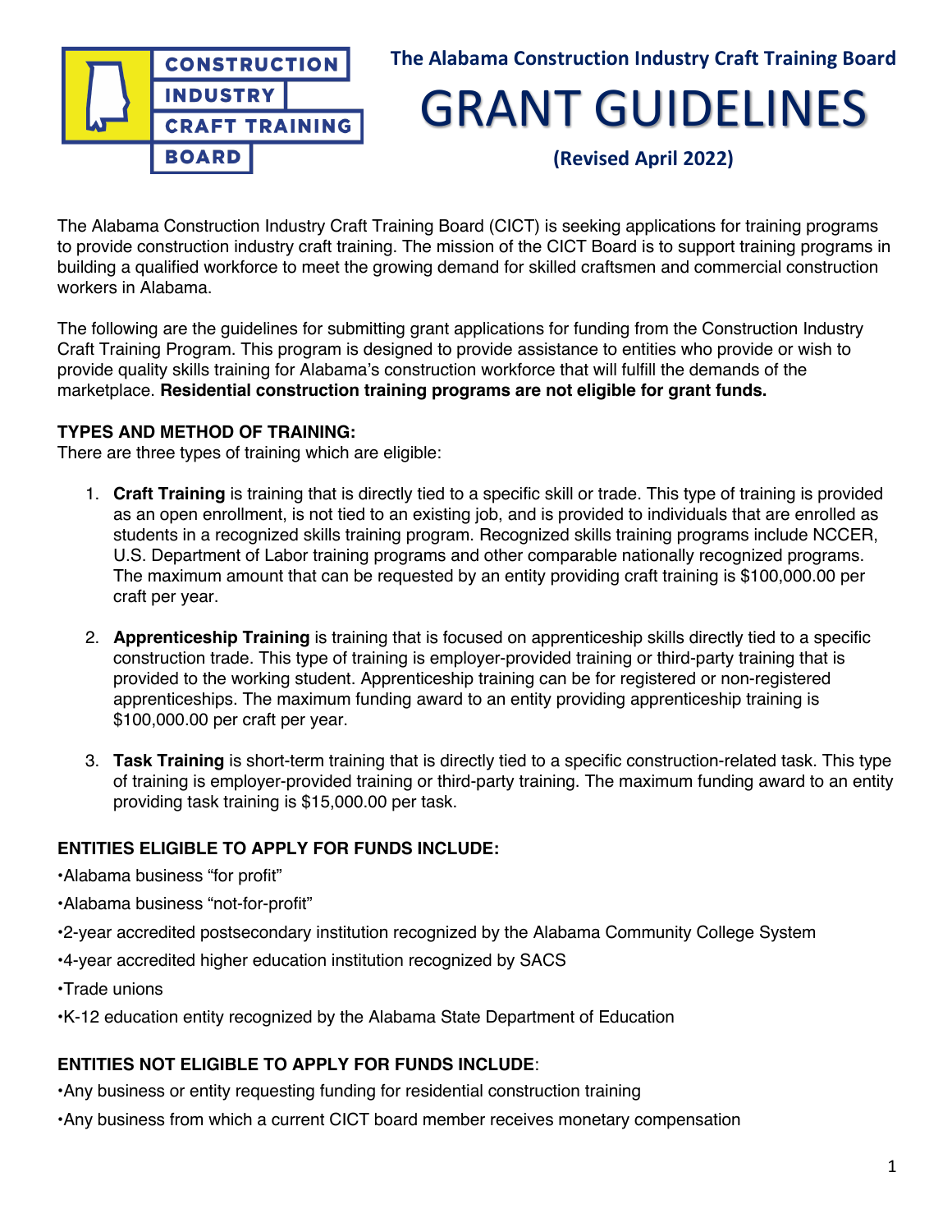The Alabama Construction Industry Craft Training Board

# GRANT GUIDELINES

**(Revised April 2022)**

The Alabama Construction Industry Craft Training Board (CICT) is seeking applications for training programs to provide construction industry craft training. The mission of the CICT Board is to support training programs in building a qualified workforce to meet the growing demand for skilled craftsmen and commercial construction workers in Alabama.

The following are the guidelines for submitting grant applications for funding from the Construction Industry Craft Training Program. This program is designed to provide assistance to entities who provide or wish to provide quality skills training for Alabama's construction workforce that will fulfill the demands of the marketplace. **Residential construction training programs are not eligible for grant funds.**

**TYPES AND METHOD OF TRAINING:**
There are three types of training which are eligible:

1. **Craft Training** is training that is directly tied to a specific skill or trade. This type of training is provided as an open enrollment, is not tied to an existing job, and is provided to individuals that are enrolled as students in a recognized skills training program. Recognized skills training programs include NCCER, U.S. Department of Labor training programs and other comparable nationally recognized programs. The maximum amount that can be requested by an entity providing craft training is $100,000.00 per craft per year.

2. **Apprenticeship Training** is training that is focused on apprenticeship skills directly tied to a specific construction trade. This type of training is employer-provided training or third-party training that is provided to the working student. Apprenticeship training can be for registered or non-registered apprenticeships. The maximum funding award to an entity providing apprenticeship training is $100,000.00 per craft per year.

3. **Task Training** is short-term training that is directly tied to a specific construction-related task. This type of training is employer-provided training or third-party training. The maximum funding award to an entity providing task training is $15,000.00 per task.

**ENTITIES ELIGIBLE TO APPLY FOR FUNDS INCLUDE:**

•Alabama business "for profit"

•Alabama business "not-for-profit"

•2-year accredited postsecondary institution recognized by the Alabama Community College System

•4-year accredited higher education institution recognized by SACS

•Trade unions

•K-12 education entity recognized by the Alabama State Department of Education

**ENTITIES NOT ELIGIBLE TO APPLY FOR FUNDS INCLUDE**:

•Any business or entity requesting funding for residential construction training

•Any business from which a current CICT board member receives monetary compensation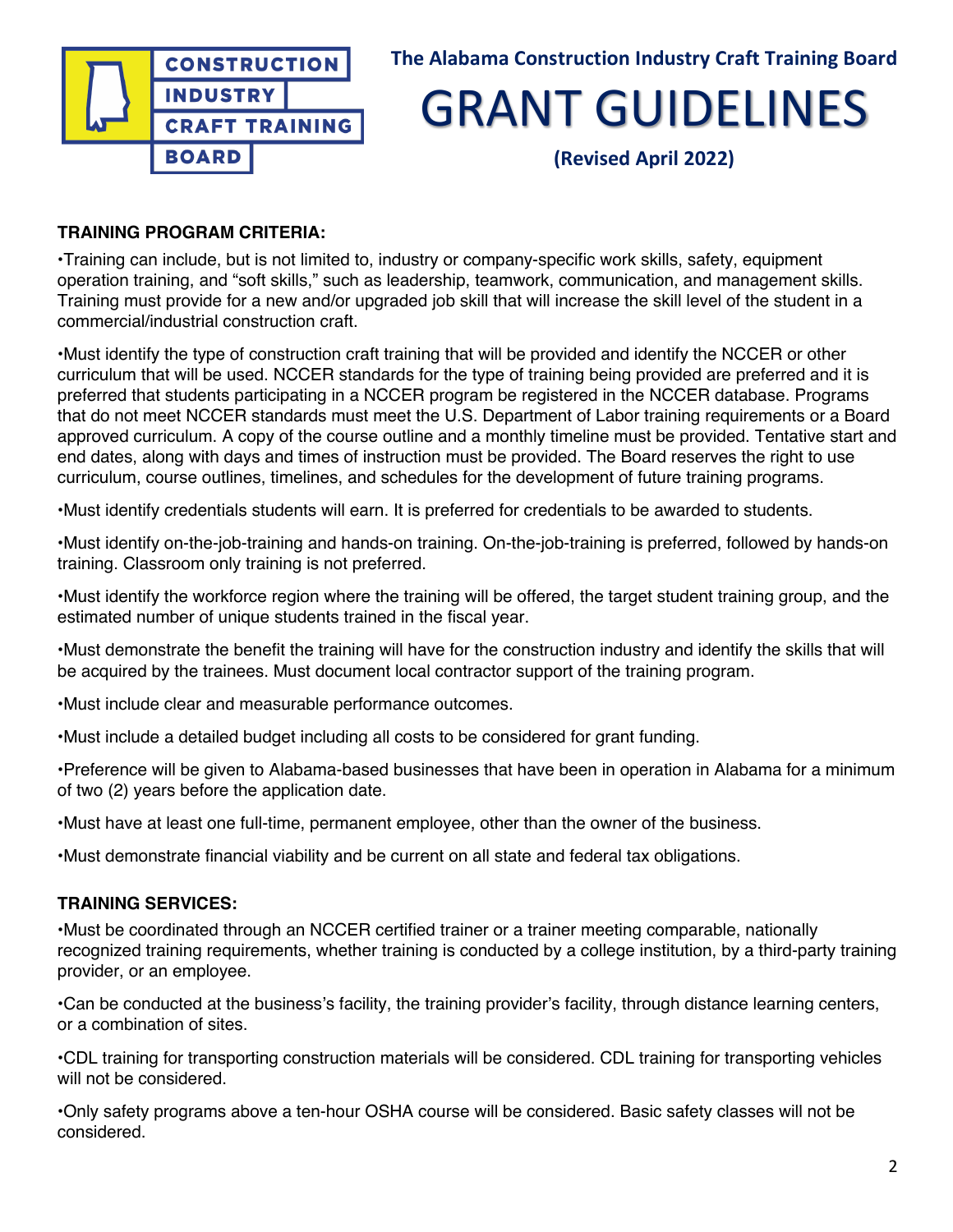**The Alabama Construction Industry Craft Training Board**

# GRANT GUIDELINES

**(Revised April 2022)**

**TRAINING PROGRAM CRITERIA:**

•Training can include, but is not limited to, industry or company-specific work skills, safety, equipment operation training, and "soft skills," such as leadership, teamwork, communication, and management skills. Training must provide for a new and/or upgraded job skill that will increase the skill level of the student in a commercial/industrial construction craft.

•Must identify the type of construction craft training that will be provided and identify the NCCER or other curriculum that will be used. NCCER standards for the type of training being provided are preferred and it is preferred that students participating in a NCCER program be registered in the NCCER database. Programs that do not meet NCCER standards must meet the U.S. Department of Labor training requirements or a Board approved curriculum. A copy of the course outline and a monthly timeline must be provided. Tentative start and end dates, along with days and times of instruction must be provided. The Board reserves the right to use curriculum, course outlines, timelines, and schedules for the development of future training programs.

•Must identify credentials students will earn. It is preferred for credentials to be awarded to students.

•Must identify on-the-job-training and hands-on training. On-the-job-training is preferred, followed by hands-on training. Classroom only training is not preferred.

•Must identify the workforce region where the training will be offered, the target student training group, and the estimated number of unique students trained in the fiscal year.

•Must demonstrate the benefit the training will have for the construction industry and identify the skills that will be acquired by the trainees. Must document local contractor support of the training program.

•Must include clear and measurable performance outcomes.

•Must include a detailed budget including all costs to be considered for grant funding.

•Preference will be given to Alabama-based businesses that have been in operation in Alabama for a minimum of two (2) years before the application date.

•Must have at least one full-time, permanent employee, other than the owner of the business.

•Must demonstrate financial viability and be current on all state and federal tax obligations.

**TRAINING SERVICES:**

•Must be coordinated through an NCCER certified trainer or a trainer meeting comparable, nationally recognized training requirements, whether training is conducted by a college institution, by a third-party training provider, or an employee.

•Can be conducted at the business's facility, the training provider's facility, through distance learning centers, or a combination of sites.

•CDL training for transporting construction materials will be considered. CDL training for transporting vehicles will not be considered.

•Only safety programs above a ten-hour OSHA course will be considered. Basic safety classes will not be considered.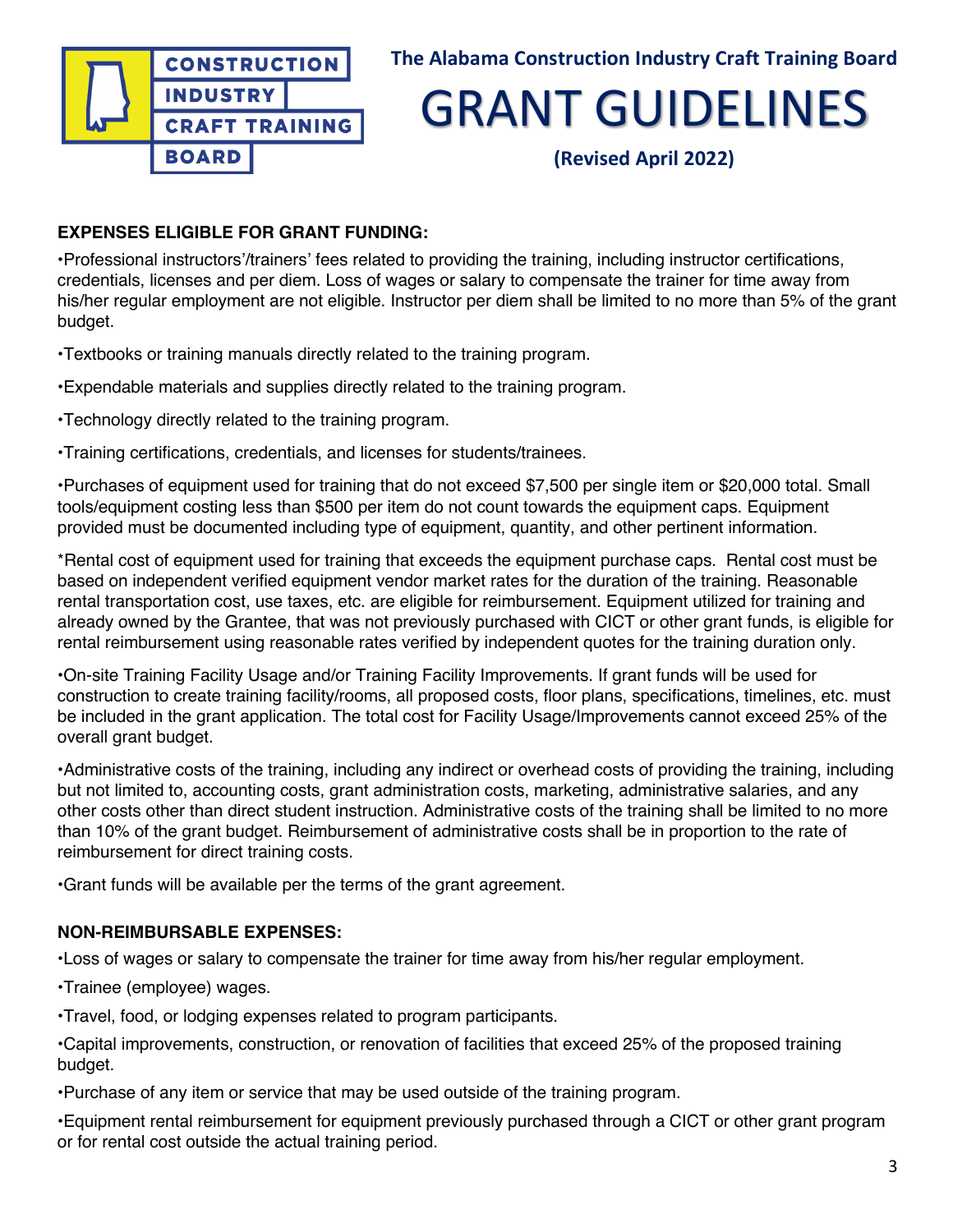**The Alabama Construction Industry Craft Training Board**

# GRANT GUIDELINES

**(Revised April 2022)**

**EXPENSES ELIGIBLE FOR GRANT FUNDING:**

•Professional instructors'/trainers' fees related to providing the training, including instructor certifications, credentials, licenses and per diem. Loss of wages or salary to compensate the trainer for time away from his/her regular employment are not eligible. Instructor per diem shall be limited to no more than 5% of the grant budget.

•Textbooks or training manuals directly related to the training program.

•Expendable materials and supplies directly related to the training program.

•Technology directly related to the training program.

•Training certifications, credentials, and licenses for students/trainees.

•Purchases of equipment used for training that do not exceed $7,500 per single item or $20,000 total. Small tools/equipment costing less than $500 per item do not count towards the equipment caps. Equipment provided must be documented including type of equipment, quantity, and other pertinent information.

*Rental cost of equipment used for training that exceeds the equipment purchase caps. Rental cost must be based on independent verified equipment vendor market rates for the duration of the training. Reasonable rental transportation cost, use taxes, etc. are eligible for reimbursement. Equipment utilized for training and already owned by the Grantee, that was not previously purchased with CICT or other grant funds, is eligible for rental reimbursement using reasonable rates verified by independent quotes for the training duration only.

•On-site Training Facility Usage and/or Training Facility Improvements. If grant funds will be used for construction to create training facility/rooms, all proposed costs, floor plans, specifications, timelines, etc. must be included in the grant application. The total cost for Facility Usage/Improvements cannot exceed 25% of the overall grant budget.

•Administrative costs of the training, including any indirect or overhead costs of providing the training, including but not limited to, accounting costs, grant administration costs, marketing, administrative salaries, and any other costs other than direct student instruction. Administrative costs of the training shall be limited to no more than 10% of the grant budget. Reimbursement of administrative costs shall be in proportion to the rate of reimbursement for direct training costs.

•Grant funds will be available per the terms of the grant agreement.

**NON-REIMBURSABLE EXPENSES:**

•Loss of wages or salary to compensate the trainer for time away from his/her regular employment.

•Trainee (employee) wages.

•Travel, food, or lodging expenses related to program participants.

•Capital improvements, construction, or renovation of facilities that exceed 25% of the proposed training budget.

•Purchase of any item or service that may be used outside of the training program.

•Equipment rental reimbursement for equipment previously purchased through a CICT or other grant program or for rental cost outside the actual training period.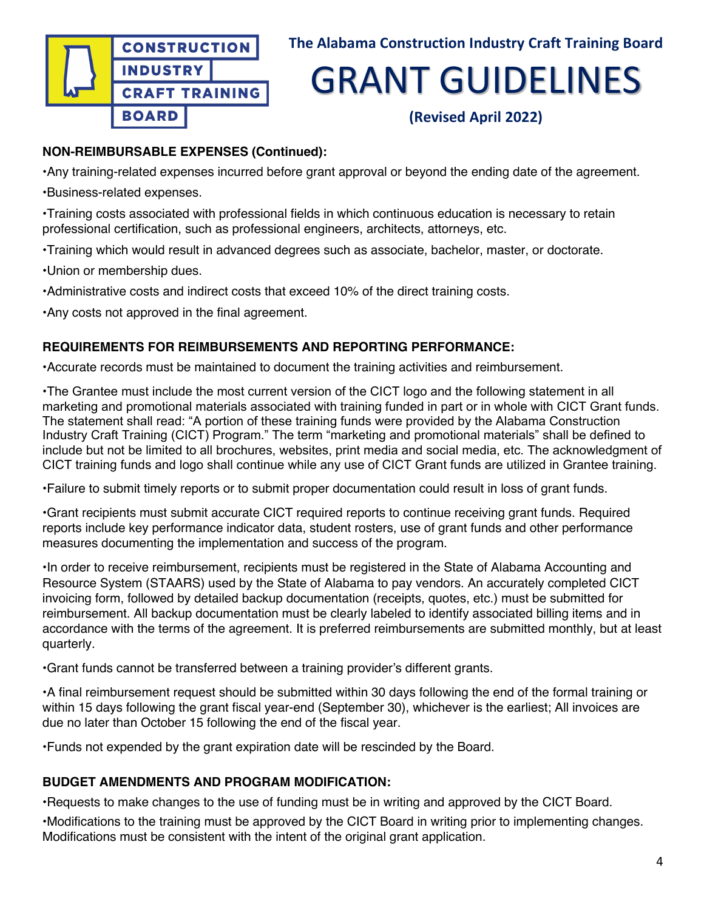**NON-REIMBURSABLE EXPENSES (Continued):**

•Any training-related expenses incurred before grant approval or beyond the ending date of the agreement.

•Business-related expenses.

•Training costs associated with professional fields in which continuous education is necessary to retain professional certification, such as professional engineers, architects, attorneys, etc.

•Training which would result in advanced degrees such as associate, bachelor, master, or doctorate.

•Union or membership dues.

•Administrative costs and indirect costs that exceed 10% of the direct training costs.

•Any costs not approved in the final agreement.

**REQUIREMENTS FOR REIMBURSEMENTS AND REPORTING PERFORMANCE:**

•Accurate records must be maintained to document the training activities and reimbursement.

•The Grantee must include the most current version of the CICT logo and the following statement in all marketing and promotional materials associated with training funded in part or in whole with CICT Grant funds. The statement shall read: "A portion of these training funds were provided by the Alabama Construction Industry Craft Training (CICT) Program." The term "marketing and promotional materials" shall be defined to include but not be limited to all brochures, websites, print media and social media, etc. The acknowledgment of CICT training funds and logo shall continue while any use of CICT Grant funds are utilized in Grantee training.

•Failure to submit timely reports or to submit proper documentation could result in loss of grant funds.

•Grant recipients must submit accurate CICT required reports to continue receiving grant funds. Required reports include key performance indicator data, student rosters, use of grant funds and other performance measures documenting the implementation and success of the program.

•In order to receive reimbursement, recipients must be registered in the State of Alabama Accounting and Resource System (STAARS) used by the State of Alabama to pay vendors. An accurately completed CICT invoicing form, followed by detailed backup documentation (receipts, quotes, etc.) must be submitted for reimbursement. All backup documentation must be clearly labeled to identify associated billing items and in accordance with the terms of the agreement. It is preferred reimbursements are submitted monthly, but at least quarterly.

•Grant funds cannot be transferred between a training provider's different grants.

•A final reimbursement request should be submitted within 30 days following the end of the formal training or within 15 days following the grant fiscal year-end (September 30), whichever is the earliest; All invoices are due no later than October 15 following the end of the fiscal year.

•Funds not expended by the grant expiration date will be rescinded by the Board.

**BUDGET AMENDMENTS AND PROGRAM MODIFICATION:**

•Requests to make changes to the use of funding must be in writing and approved by the CICT Board.

•Modifications to the training must be approved by the CICT Board in writing prior to implementing changes. Modifications must be consistent with the intent of the original grant application.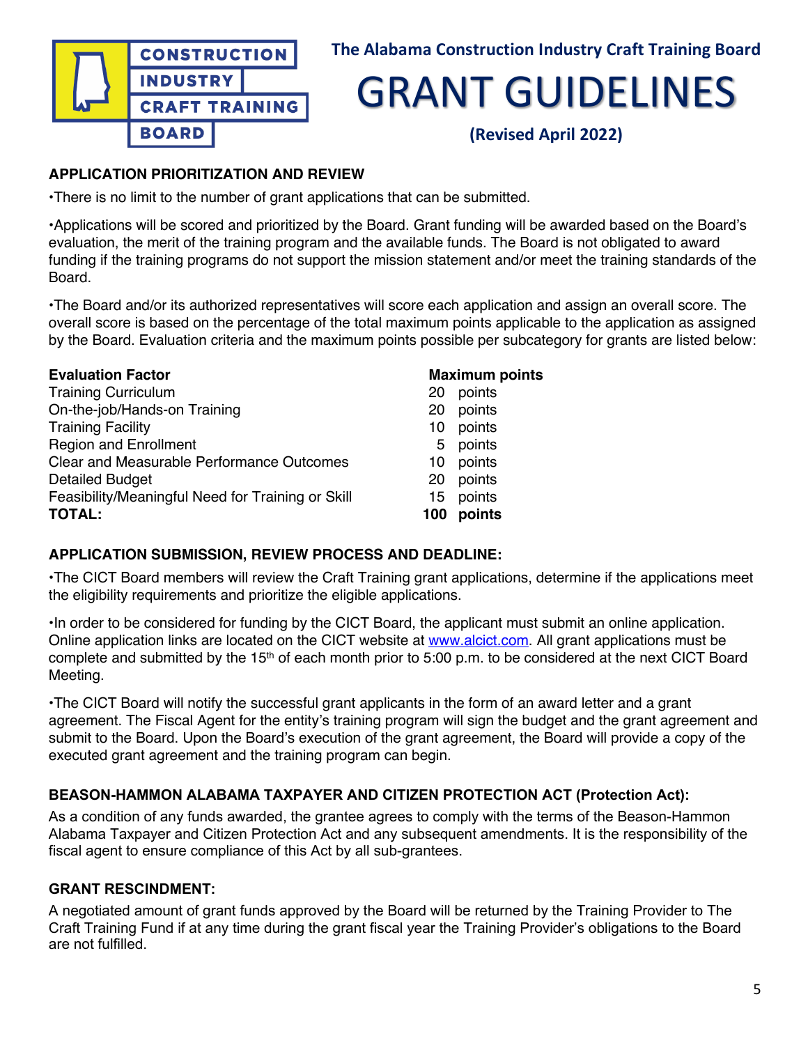The Alabama Construction Industry Craft Training Board

# GRANT GUIDELINES

**(Revised April 2022)**

### APPLICATION PRIORITIZATION AND REVIEW

•There is no limit to the number of grant applications that can be submitted.

•Applications will be scored and prioritized by the Board. Grant funding will be awarded based on the Board's evaluation, the merit of the training program and the available funds. The Board is not obligated to award funding if the training programs do not support the mission statement and/or meet the training standards of the Board.

•The Board and/or its authorized representatives will score each application and assign an overall score. The overall score is based on the percentage of the total maximum points applicable to the application as assigned by the Board. Evaluation criteria and the maximum points possible per subcategory for grants are listed below:

| Evaluation Factor | Maximum points |
|---|---|
| Training Curriculum | 20 points |
| On-the-job/Hands-on Training | 20 points |
| Training Facility | 10 points |
| Region and Enrollment | 5 points |
| Clear and Measurable Performance Outcomes | 10 points |
| Detailed Budget | 20 points |
| Feasibility/Meaningful Need for Training or Skill | 15 points |
| **TOTAL:** | **100 points** |

### APPLICATION SUBMISSION, REVIEW PROCESS AND DEADLINE:

•The CICT Board members will review the Craft Training grant applications, determine if the applications meet the eligibility requirements and prioritize the eligible applications.

•In order to be considered for funding by the CICT Board, the applicant must submit an online application. Online application links are located on the CICT website at [www.alcict.com](http://www.alcict.com). All grant applications must be complete and submitted by the 15th of each month prior to 5:00 p.m. to be considered at the next CICT Board Meeting.

•The CICT Board will notify the successful grant applicants in the form of an award letter and a grant agreement. The Fiscal Agent for the entity's training program will sign the budget and the grant agreement and submit to the Board. Upon the Board's execution of the grant agreement, the Board will provide a copy of the executed grant agreement and the training program can begin.

### BEASON-HAMMON ALABAMA TAXPAYER AND CITIZEN PROTECTION ACT (Protection Act):

As a condition of any funds awarded, the grantee agrees to comply with the terms of the Beason-Hammon Alabama Taxpayer and Citizen Protection Act and any subsequent amendments. It is the responsibility of the fiscal agent to ensure compliance of this Act by all sub-grantees.

### GRANT RESCINDMENT:

A negotiated amount of grant funds approved by the Board will be returned by the Training Provider to The Craft Training Fund if at any time during the grant fiscal year the Training Provider's obligations to the Board are not fulfilled.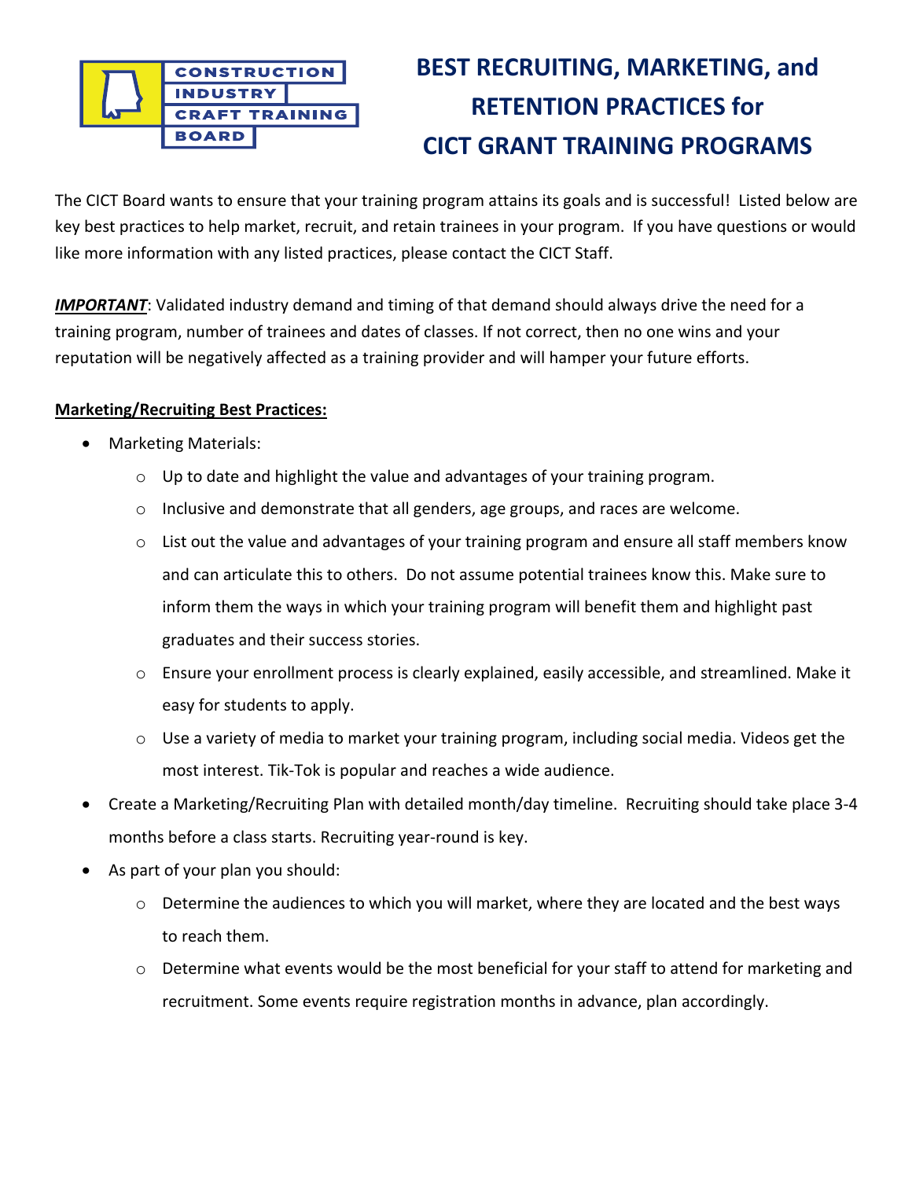CONSTRUCTION INDUSTRY CRAFT TRAINING BOARD

# BEST RECRUITING, MARKETING, and RETENTION PRACTICES for CICT GRANT TRAINING PROGRAMS

The CICT Board wants to ensure that your training program attains its goals and is successful! Listed below are key best practices to help market, recruit, and retain trainees in your program. If you have questions or would like more information with any listed practices, please contact the CICT Staff.

***IMPORTANT***: Validated industry demand and timing of that demand should always drive the need for a training program, number of trainees and dates of classes. If not correct, then no one wins and your reputation will be negatively affected as a training provider and will hamper your future efforts.

**Marketing/Recruiting Best Practices:**

- Marketing Materials:
  - Up to date and highlight the value and advantages of your training program.
  - Inclusive and demonstrate that all genders, age groups, and races are welcome.
  - List out the value and advantages of your training program and ensure all staff members know and can articulate this to others. Do not assume potential trainees know this. Make sure to inform them the ways in which your training program will benefit them and highlight past graduates and their success stories.
  - Ensure your enrollment process is clearly explained, easily accessible, and streamlined. Make it easy for students to apply.
  - Use a variety of media to market your training program, including social media. Videos get the most interest. Tik-Tok is popular and reaches a wide audience.
- Create a Marketing/Recruiting Plan with detailed month/day timeline. Recruiting should take place 3-4 months before a class starts. Recruiting year-round is key.
- As part of your plan you should:
  - Determine the audiences to which you will market, where they are located and the best ways to reach them.
  - Determine what events would be the most beneficial for your staff to attend for marketing and recruitment. Some events require registration months in advance, plan accordingly.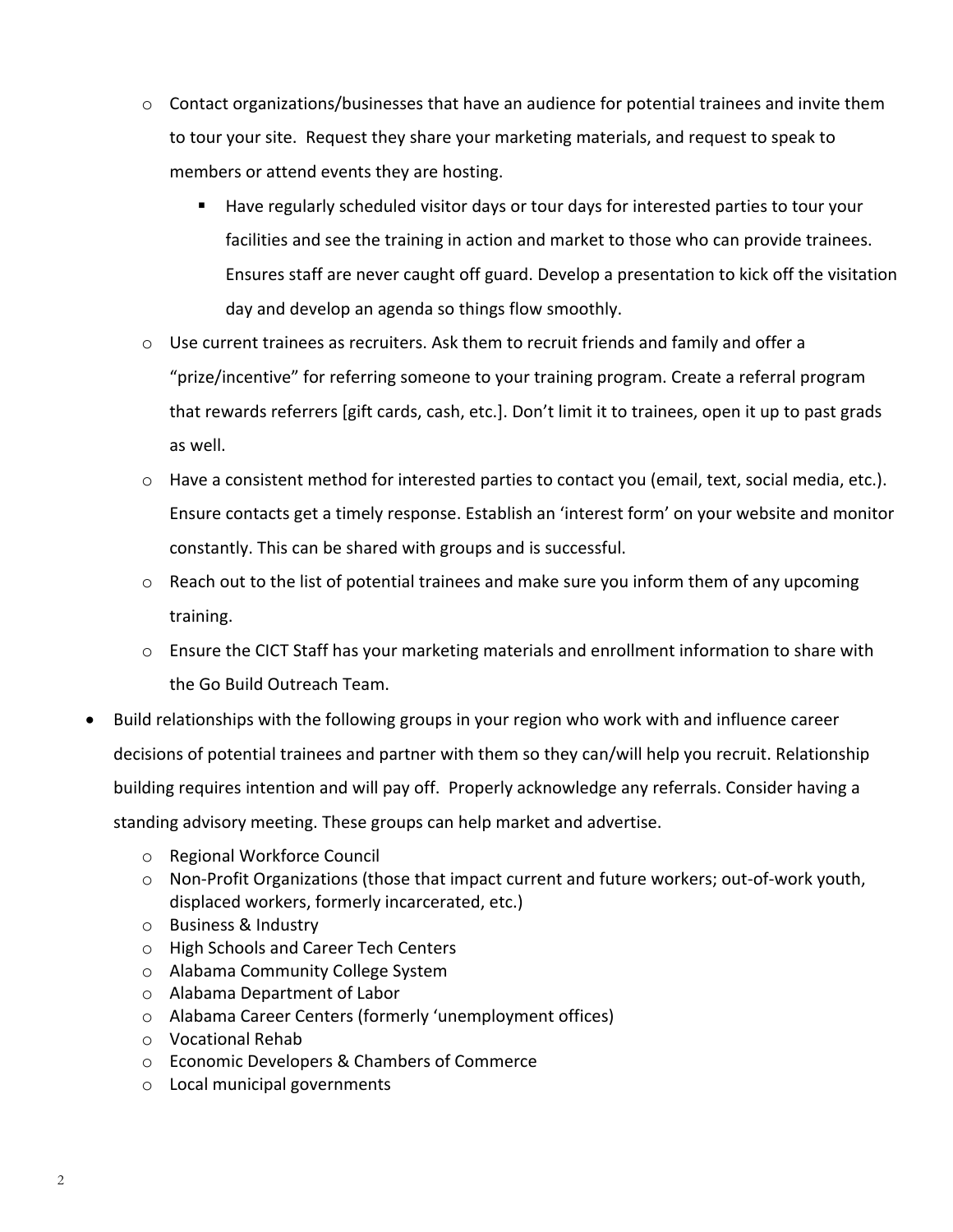- Contact organizations/businesses that have an audience for potential trainees and invite them to tour your site. Request they share your marketing materials, and request to speak to members or attend events they are hosting.
  - Have regularly scheduled visitor days or tour days for interested parties to tour your facilities and see the training in action and market to those who can provide trainees. Ensures staff are never caught off guard. Develop a presentation to kick off the visitation day and develop an agenda so things flow smoothly.
- Use current trainees as recruiters. Ask them to recruit friends and family and offer a "prize/incentive" for referring someone to your training program. Create a referral program that rewards referrers [gift cards, cash, etc.]. Don't limit it to trainees, open it up to past grads as well.
- Have a consistent method for interested parties to contact you (email, text, social media, etc.). Ensure contacts get a timely response. Establish an 'interest form' on your website and monitor constantly. This can be shared with groups and is successful.
- Reach out to the list of potential trainees and make sure you inform them of any upcoming training.
- Ensure the CICT Staff has your marketing materials and enrollment information to share with the Go Build Outreach Team.

- Build relationships with the following groups in your region who work with and influence career decisions of potential trainees and partner with them so they can/will help you recruit. Relationship building requires intention and will pay off. Properly acknowledge any referrals. Consider having a standing advisory meeting. These groups can help market and advertise.
  - Regional Workforce Council
  - Non-Profit Organizations (those that impact current and future workers; out-of-work youth, displaced workers, formerly incarcerated, etc.)
  - Business & Industry
  - High Schools and Career Tech Centers
  - Alabama Community College System
  - Alabama Department of Labor
  - Alabama Career Centers (formerly 'unemployment offices)
  - Vocational Rehab
  - Economic Developers & Chambers of Commerce
  - Local municipal governments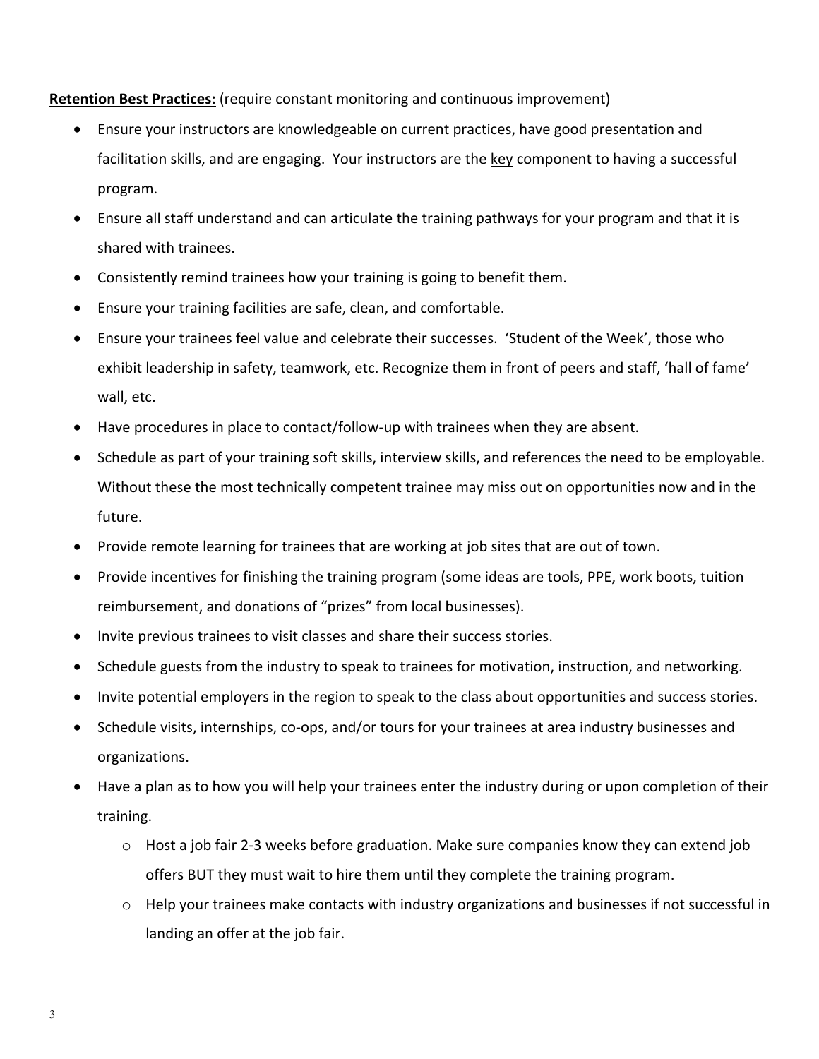**<u>Retention Best Practices:</u>** (require constant monitoring and continuous improvement)

- Ensure your instructors are knowledgeable on current practices, have good presentation and facilitation skills, and are engaging. Your instructors are the <u>key</u> component to having a successful program.
- Ensure all staff understand and can articulate the training pathways for your program and that it is shared with trainees.
- Consistently remind trainees how your training is going to benefit them.
- Ensure your training facilities are safe, clean, and comfortable.
- Ensure your trainees feel value and celebrate their successes. 'Student of the Week', those who exhibit leadership in safety, teamwork, etc. Recognize them in front of peers and staff, 'hall of fame' wall, etc.
- Have procedures in place to contact/follow-up with trainees when they are absent.
- Schedule as part of your training soft skills, interview skills, and references the need to be employable. Without these the most technically competent trainee may miss out on opportunities now and in the future.
- Provide remote learning for trainees that are working at job sites that are out of town.
- Provide incentives for finishing the training program (some ideas are tools, PPE, work boots, tuition reimbursement, and donations of "prizes" from local businesses).
- Invite previous trainees to visit classes and share their success stories.
- Schedule guests from the industry to speak to trainees for motivation, instruction, and networking.
- Invite potential employers in the region to speak to the class about opportunities and success stories.
- Schedule visits, internships, co-ops, and/or tours for your trainees at area industry businesses and organizations.
- Have a plan as to how you will help your trainees enter the industry during or upon completion of their training.
  - Host a job fair 2-3 weeks before graduation. Make sure companies know they can extend job offers BUT they must wait to hire them until they complete the training program.
  - Help your trainees make contacts with industry organizations and businesses if not successful in landing an offer at the job fair.